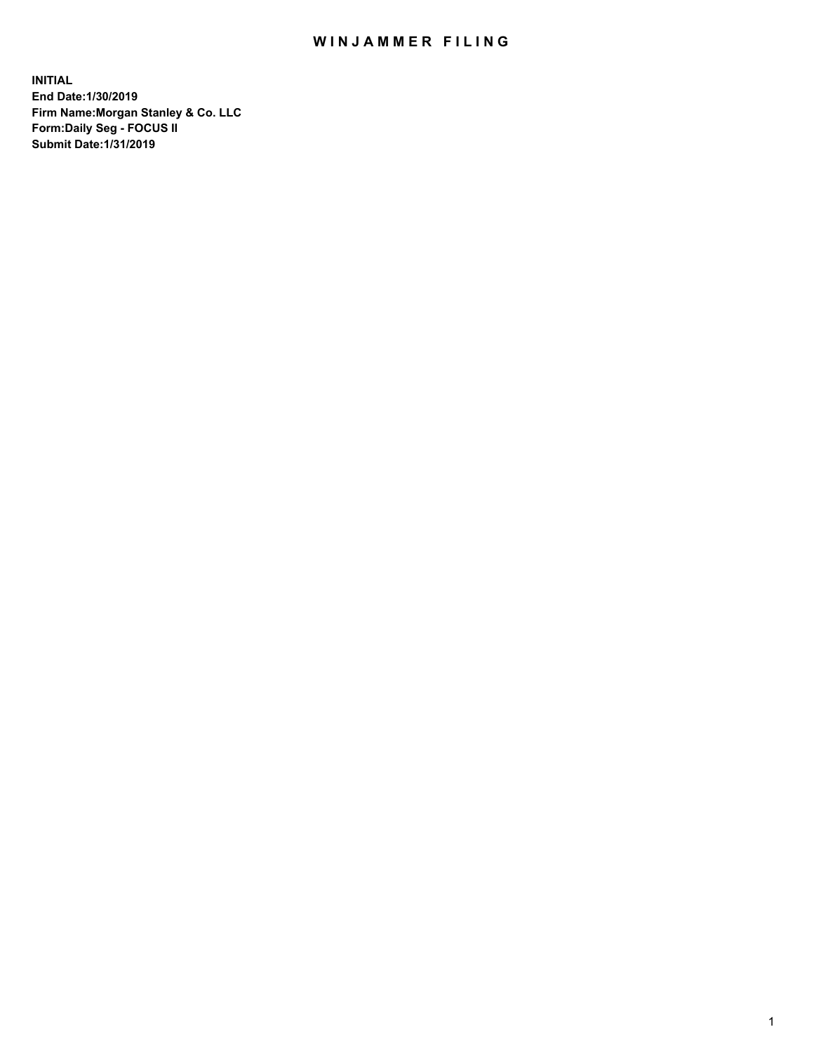# WINJAMMER FILING

**INITIAL**
**End Date:1/30/2019**
**Firm Name:Morgan Stanley & Co. LLC**
**Form:Daily Seg - FOCUS II**
**Submit Date:1/31/2019**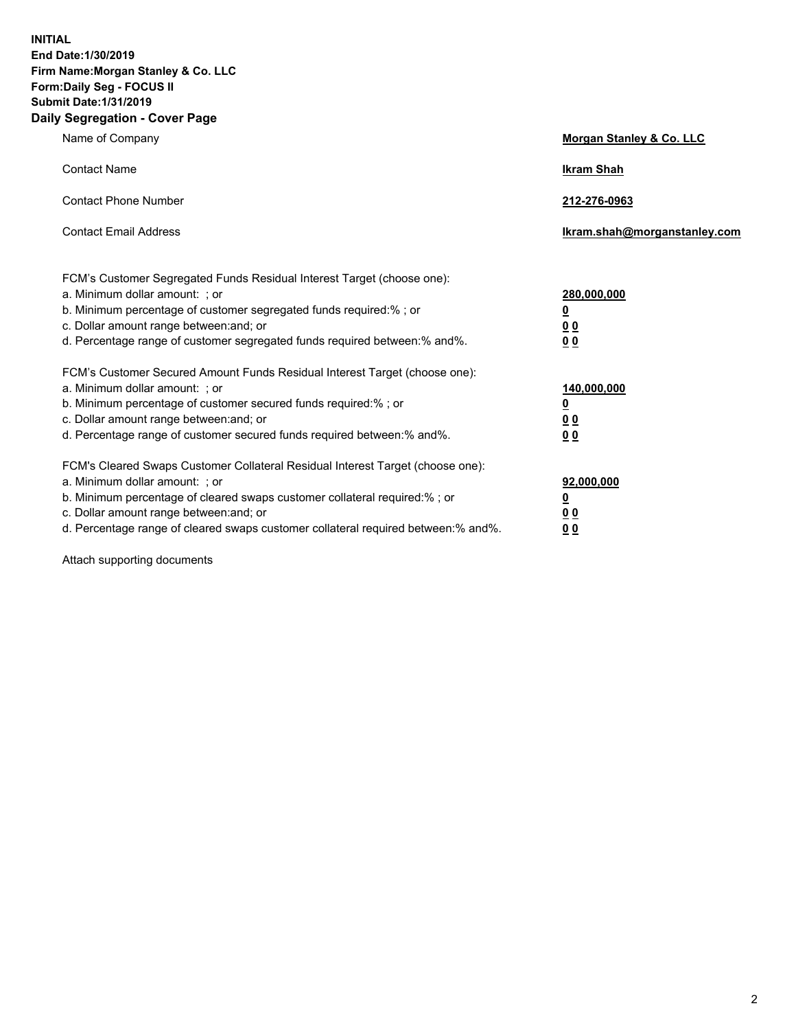**INITIAL**
**End Date:1/30/2019**
**Firm Name:Morgan Stanley & Co. LLC**
**Form:Daily Seg - FOCUS II**
**Submit Date:1/31/2019**

**Daily Segregation - Cover Page**

| | |
|---|---|
| Name of Company | **Morgan Stanley & Co. LLC** |
| Contact Name | **Ikram Shah** |
| Contact Phone Number | **212-276-0963** |
| Contact Email Address | **Ikram.shah@morganstanley.com** |

| | |
|---|---|
| FCM's Customer Segregated Funds Residual Interest Target (choose one): | |
| a. Minimum dollar amount: ; or | **280,000,000** |
| b. Minimum percentage of customer segregated funds required:% ; or | **0** |
| c. Dollar amount range between:and; or | **0 0** |
| d. Percentage range of customer segregated funds required between:% and%. | **0 0** |
| FCM's Customer Secured Amount Funds Residual Interest Target (choose one): | |
| a. Minimum dollar amount: ; or | **140,000,000** |
| b. Minimum percentage of customer secured funds required:% ; or | **0** |
| c. Dollar amount range between:and; or | **0 0** |
| d. Percentage range of customer secured funds required between:% and%. | **0 0** |
| FCM's Cleared Swaps Customer Collateral Residual Interest Target (choose one): | |
| a. Minimum dollar amount: ; or | **92,000,000** |
| b. Minimum percentage of cleared swaps customer collateral required:% ; or | **0** |
| c. Dollar amount range between:and; or | **0 0** |
| d. Percentage range of cleared swaps customer collateral required between:% and%. | **0 0** |

Attach supporting documents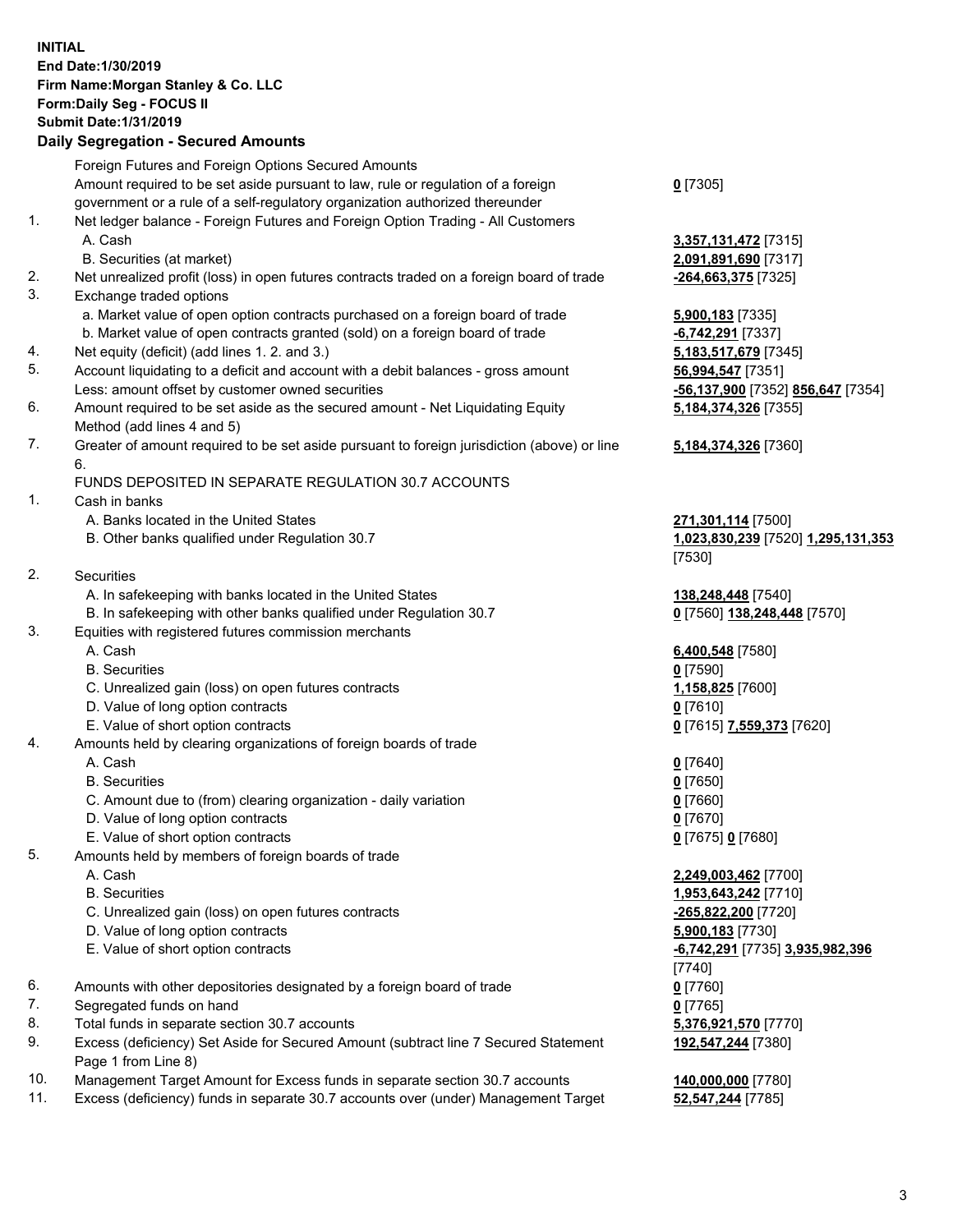**INITIAL**
**End Date:1/30/2019**
**Firm Name:Morgan Stanley & Co. LLC**
**Form:Daily Seg - FOCUS II**
**Submit Date:1/31/2019**

## Daily Segregation - Secured Amounts

| | | |
|---|---|---|
| | Foreign Futures and Foreign Options Secured Amounts | |
| | Amount required to be set aside pursuant to law, rule or regulation of a foreign government or a rule of a self-regulatory organization authorized thereunder | **0** [7305] |
| 1. | Net ledger balance - Foreign Futures and Foreign Option Trading - All Customers | |
| | A. Cash | **3,357,131,472** [7315] |
| | B. Securities (at market) | **2,091,891,690** [7317] |
| 2. | Net unrealized profit (loss) in open futures contracts traded on a foreign board of trade | **-264,663,375** [7325] |
| 3. | Exchange traded options | |
| | a. Market value of open option contracts purchased on a foreign board of trade | **5,900,183** [7335] |
| | b. Market value of open contracts granted (sold) on a foreign board of trade | **-6,742,291** [7337] |
| 4. | Net equity (deficit) (add lines 1. 2. and 3.) | **5,183,517,679** [7345] |
| 5. | Account liquidating to a deficit and account with a debit balances - gross amount | **56,994,547** [7351] |
| | Less: amount offset by customer owned securities | **-56,137,900** [7352] **856,647** [7354] |
| 6. | Amount required to be set aside as the secured amount - Net Liquidating Equity Method (add lines 4 and 5) | **5,184,374,326** [7355] |
| 7. | Greater of amount required to be set aside pursuant to foreign jurisdiction (above) or line 6. | **5,184,374,326** [7360] |
| | FUNDS DEPOSITED IN SEPARATE REGULATION 30.7 ACCOUNTS | |
| 1. | Cash in banks | |
| | A. Banks located in the United States | **271,301,114** [7500] |
| | B. Other banks qualified under Regulation 30.7 | **1,023,830,239** [7520] **1,295,131,353** [7530] |
| 2. | Securities | |
| | A. In safekeeping with banks located in the United States | **138,248,448** [7540] |
| | B. In safekeeping with other banks qualified under Regulation 30.7 | **0** [7560] **138,248,448** [7570] |
| 3. | Equities with registered futures commission merchants | |
| | A. Cash | **6,400,548** [7580] |
| | B. Securities | **0** [7590] |
| | C. Unrealized gain (loss) on open futures contracts | **1,158,825** [7600] |
| | D. Value of long option contracts | **0** [7610] |
| | E. Value of short option contracts | **0** [7615] **7,559,373** [7620] |
| 4. | Amounts held by clearing organizations of foreign boards of trade | |
| | A. Cash | **0** [7640] |
| | B. Securities | **0** [7650] |
| | C. Amount due to (from) clearing organization - daily variation | **0** [7660] |
| | D. Value of long option contracts | **0** [7670] |
| | E. Value of short option contracts | **0** [7675] **0** [7680] |
| 5. | Amounts held by members of foreign boards of trade | |
| | A. Cash | **2,249,003,462** [7700] |
| | B. Securities | **1,953,643,242** [7710] |
| | C. Unrealized gain (loss) on open futures contracts | **-265,822,200** [7720] |
| | D. Value of long option contracts | **5,900,183** [7730] |
| | E. Value of short option contracts | **-6,742,291** [7735] **3,935,982,396** [7740] |
| 6. | Amounts with other depositories designated by a foreign board of trade | **0** [7760] |
| 7. | Segregated funds on hand | **0** [7765] |
| 8. | Total funds in separate section 30.7 accounts | **5,376,921,570** [7770] |
| 9. | Excess (deficiency) Set Aside for Secured Amount (subtract line 7 Secured Statement Page 1 from Line 8) | **192,547,244** [7380] |
| 10. | Management Target Amount for Excess funds in separate section 30.7 accounts | **140,000,000** [7780] |
| 11. | Excess (deficiency) funds in separate 30.7 accounts over (under) Management Target | **52,547,244** [7785] |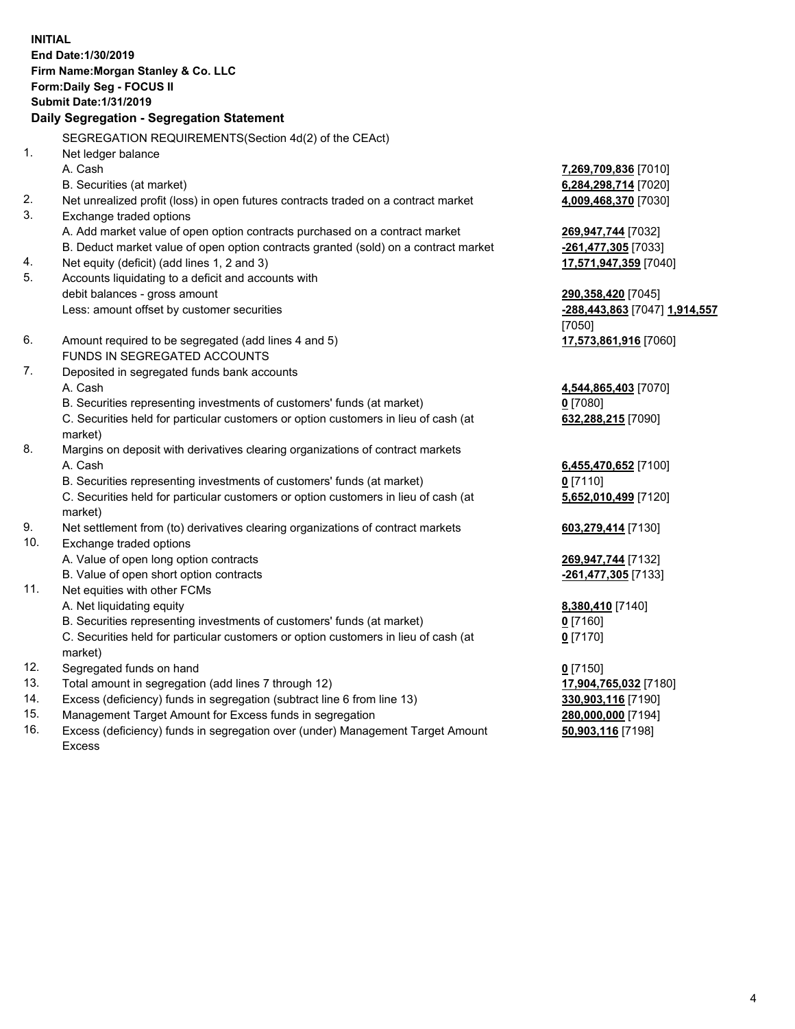**INITIAL**
**End Date:1/30/2019**
**Firm Name:Morgan Stanley & Co. LLC**
**Form:Daily Seg - FOCUS II**
**Submit Date:1/31/2019**

**Daily Segregation - Segregation Statement**

SEGREGATION REQUIREMENTS(Section 4d(2) of the CEAct)

| | | |
|---|---|---|
| 1. | Net ledger balance | |
| | A. Cash | **7,269,709,836** [7010] |
| | B. Securities (at market) | **6,284,298,714** [7020] |
| 2. | Net unrealized profit (loss) in open futures contracts traded on a contract market | **4,009,468,370** [7030] |
| 3. | Exchange traded options | |
| | A. Add market value of open option contracts purchased on a contract market | **269,947,744** [7032] |
| | B. Deduct market value of open option contracts granted (sold) on a contract market | **-261,477,305** [7033] |
| 4. | Net equity (deficit) (add lines 1, 2 and 3) | **17,571,947,359** [7040] |
| 5. | Accounts liquidating to a deficit and accounts with debit balances - gross amount | **290,358,420** [7045] |
| | Less: amount offset by customer securities | **-288,443,863** [7047] **1,914,557** [7050] |
| 6. | Amount required to be segregated (add lines 4 and 5) | **17,573,861,916** [7060] |
| | FUNDS IN SEGREGATED ACCOUNTS | |
| 7. | Deposited in segregated funds bank accounts | |
| | A. Cash | **4,544,865,403** [7070] |
| | B. Securities representing investments of customers' funds (at market) | **0** [7080] |
| | C. Securities held for particular customers or option customers in lieu of cash (at market) | **632,288,215** [7090] |
| 8. | Margins on deposit with derivatives clearing organizations of contract markets | |
| | A. Cash | **6,455,470,652** [7100] |
| | B. Securities representing investments of customers' funds (at market) | **0** [7110] |
| | C. Securities held for particular customers or option customers in lieu of cash (at market) | **5,652,010,499** [7120] |
| 9. | Net settlement from (to) derivatives clearing organizations of contract markets | **603,279,414** [7130] |
| 10. | Exchange traded options | |
| | A. Value of open long option contracts | **269,947,744** [7132] |
| | B. Value of open short option contracts | **-261,477,305** [7133] |
| 11. | Net equities with other FCMs | |
| | A. Net liquidating equity | **8,380,410** [7140] |
| | B. Securities representing investments of customers' funds (at market) | **0** [7160] |
| | C. Securities held for particular customers or option customers in lieu of cash (at market) | **0** [7170] |
| 12. | Segregated funds on hand | **0** [7150] |
| 13. | Total amount in segregation (add lines 7 through 12) | **17,904,765,032** [7180] |
| 14. | Excess (deficiency) funds in segregation (subtract line 6 from line 13) | **330,903,116** [7190] |
| 15. | Management Target Amount for Excess funds in segregation | **280,000,000** [7194] |
| 16. | Excess (deficiency) funds in segregation over (under) Management Target Amount Excess | **50,903,116** [7198] |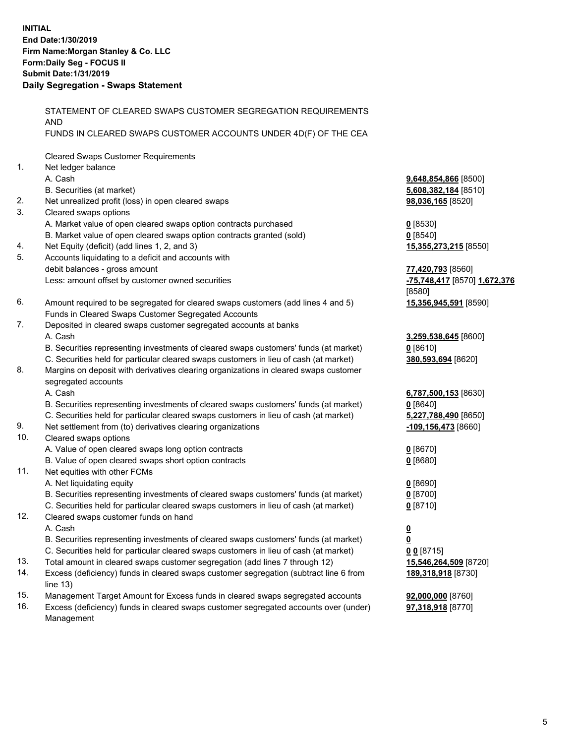**INITIAL**
**End Date:1/30/2019**
**Firm Name:Morgan Stanley & Co. LLC**
**Form:Daily Seg - FOCUS II**
**Submit Date:1/31/2019**
**Daily Segregation - Swaps Statement**

STATEMENT OF CLEARED SWAPS CUSTOMER SEGREGATION REQUIREMENTS AND
FUNDS IN CLEARED SWAPS CUSTOMER ACCOUNTS UNDER 4D(F) OF THE CEA

| | | |
|---|---|---|
| | Cleared Swaps Customer Requirements | |
| 1. | Net ledger balance | |
| | A. Cash | **9,648,854,866** [8500] |
| | B. Securities (at market) | **5,608,382,184** [8510] |
| 2. | Net unrealized profit (loss) in open cleared swaps | **98,036,165** [8520] |
| 3. | Cleared swaps options | |
| | A. Market value of open cleared swaps option contracts purchased | **0** [8530] |
| | B. Market value of open cleared swaps option contracts granted (sold) | **0** [8540] |
| 4. | Net Equity (deficit) (add lines 1, 2, and 3) | **15,355,273,215** [8550] |
| 5. | Accounts liquidating to a deficit and accounts with debit balances - gross amount | **77,420,793** [8560] |
| | Less: amount offset by customer owned securities | **-75,748,417** [8570] **1,672,376** [8580] |
| 6. | Amount required to be segregated for cleared swaps customers (add lines 4 and 5) | **15,356,945,591** [8590] |
| | Funds in Cleared Swaps Customer Segregated Accounts | |
| 7. | Deposited in cleared swaps customer segregated accounts at banks | |
| | A. Cash | **3,259,538,645** [8600] |
| | B. Securities representing investments of cleared swaps customers' funds (at market) | **0** [8610] |
| | C. Securities held for particular cleared swaps customers in lieu of cash (at market) | **380,593,694** [8620] |
| 8. | Margins on deposit with derivatives clearing organizations in cleared swaps customer segregated accounts | |
| | A. Cash | **6,787,500,153** [8630] |
| | B. Securities representing investments of cleared swaps customers' funds (at market) | **0** [8640] |
| | C. Securities held for particular cleared swaps customers in lieu of cash (at market) | **5,227,788,490** [8650] |
| 9. | Net settlement from (to) derivatives clearing organizations | **-109,156,473** [8660] |
| 10. | Cleared swaps options | |
| | A. Value of open cleared swaps long option contracts | **0** [8670] |
| | B. Value of open cleared swaps short option contracts | **0** [8680] |
| 11. | Net equities with other FCMs | |
| | A. Net liquidating equity | **0** [8690] |
| | B. Securities representing investments of cleared swaps customers' funds (at market) | **0** [8700] |
| | C. Securities held for particular cleared swaps customers in lieu of cash (at market) | **0** [8710] |
| 12. | Cleared swaps customer funds on hand | |
| | A. Cash | **0** |
| | B. Securities representing investments of cleared swaps customers' funds (at market) | **0** |
| | C. Securities held for particular cleared swaps customers in lieu of cash (at market) | **0** **0** [8715] |
| 13. | Total amount in cleared swaps customer segregation (add lines 7 through 12) | **15,546,264,509** [8720] |
| 14. | Excess (deficiency) funds in cleared swaps customer segregation (subtract line 6 from line 13) | **189,318,918** [8730] |
| 15. | Management Target Amount for Excess funds in cleared swaps segregated accounts | **92,000,000** [8760] |
| 16. | Excess (deficiency) funds in cleared swaps customer segregated accounts over (under) Management | **97,318,918** [8770] |